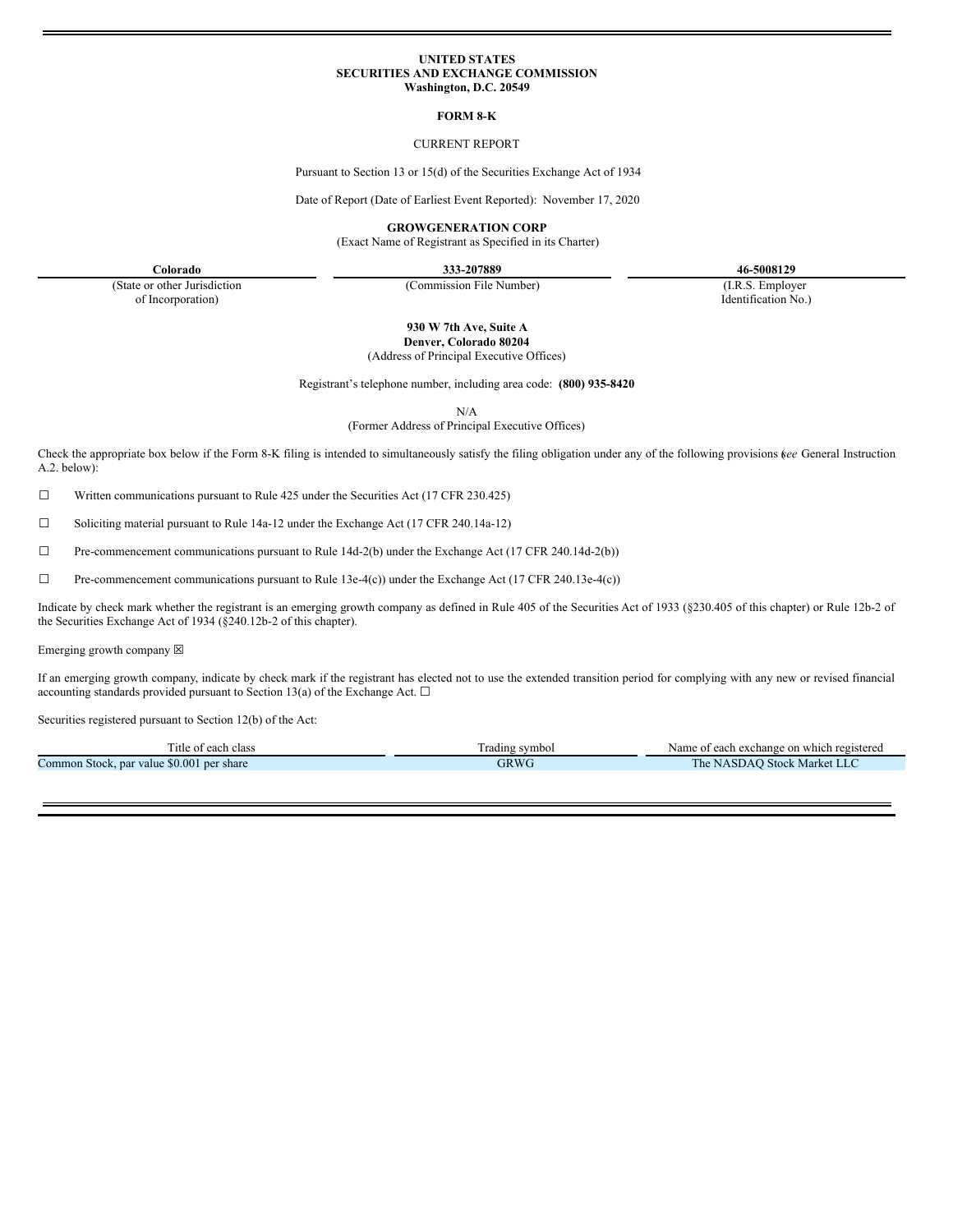**UNITED STATES**
**SECURITIES AND EXCHANGE COMMISSION**
**Washington, D.C. 20549**

**FORM 8-K**

CURRENT REPORT

Pursuant to Section 13 or 15(d) of the Securities Exchange Act of 1934

Date of Report (Date of Earliest Event Reported): November 17, 2020

**GROWGENERATION CORP**
(Exact Name of Registrant as Specified in its Charter)

| **Colorado** | **333-207889** | **46-5008129** |
|---|---|---|
| (State or other Jurisdiction of Incorporation) | (Commission File Number) | (I.R.S. Employer Identification No.) |

**930 W 7th Ave, Suite A**
**Denver, Colorado 80204**
(Address of Principal Executive Offices)

Registrant's telephone number, including area code: **(800) 935-8420**

N/A
(Former Address of Principal Executive Offices)

Check the appropriate box below if the Form 8-K filing is intended to simultaneously satisfy the filing obligation under any of the following provisions (*see* General Instruction A.2. below):

☐ Written communications pursuant to Rule 425 under the Securities Act (17 CFR 230.425)

☐ Soliciting material pursuant to Rule 14a-12 under the Exchange Act (17 CFR 240.14a-12)

☐ Pre-commencement communications pursuant to Rule 14d-2(b) under the Exchange Act (17 CFR 240.14d-2(b))

☐ Pre-commencement communications pursuant to Rule 13e-4(c)) under the Exchange Act (17 CFR 240.13e-4(c))

Indicate by check mark whether the registrant is an emerging growth company as defined in Rule 405 of the Securities Act of 1933 (§230.405 of this chapter) or Rule 12b-2 of the Securities Exchange Act of 1934 (§240.12b-2 of this chapter).

Emerging growth company ☒

If an emerging growth company, indicate by check mark if the registrant has elected not to use the extended transition period for complying with any new or revised financial accounting standards provided pursuant to Section 13(a) of the Exchange Act. ☐

Securities registered pursuant to Section 12(b) of the Act:

| Title of each class | Trading symbol | Name of each exchange on which registered |
|---|---|---|
| Common Stock, par value $0.001 per share | GRWG | The NASDAQ Stock Market LLC |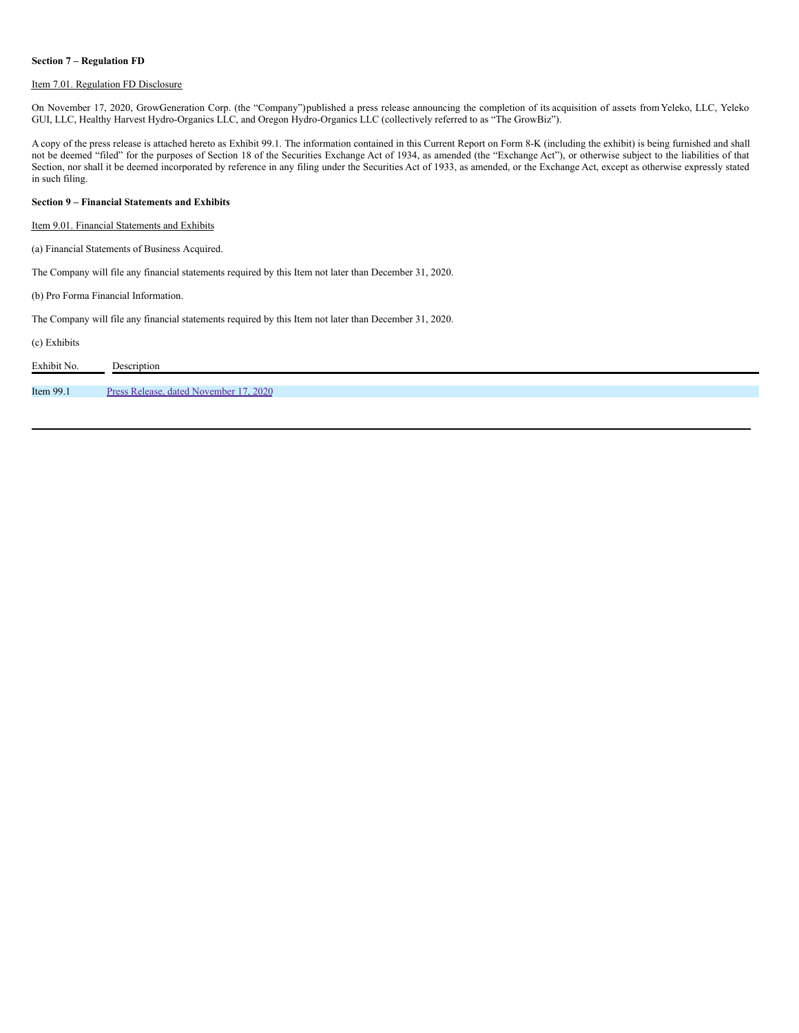**Section 7 – Regulation FD**

Item 7.01. Regulation FD Disclosure

On November 17, 2020, GrowGeneration Corp. (the "Company")published a press release announcing the completion of its acquisition of assets from Yeleko, LLC, Yeleko GUI, LLC, Healthy Harvest Hydro-Organics LLC, and Oregon Hydro-Organics LLC (collectively referred to as "The GrowBiz").

A copy of the press release is attached hereto as Exhibit 99.1. The information contained in this Current Report on Form 8-K (including the exhibit) is being furnished and shall not be deemed "filed" for the purposes of Section 18 of the Securities Exchange Act of 1934, as amended (the "Exchange Act"), or otherwise subject to the liabilities of that Section, nor shall it be deemed incorporated by reference in any filing under the Securities Act of 1933, as amended, or the Exchange Act, except as otherwise expressly stated in such filing.

**Section 9 – Financial Statements and Exhibits**

Item 9.01. Financial Statements and Exhibits

(a) Financial Statements of Business Acquired.

The Company will file any financial statements required by this Item not later than December 31, 2020.

(b) Pro Forma Financial Information.

The Company will file any financial statements required by this Item not later than December 31, 2020.

(c) Exhibits

| Exhibit No. | Description |
|---|---|
| Item 99.1 | Press Release, dated November 17, 2020 |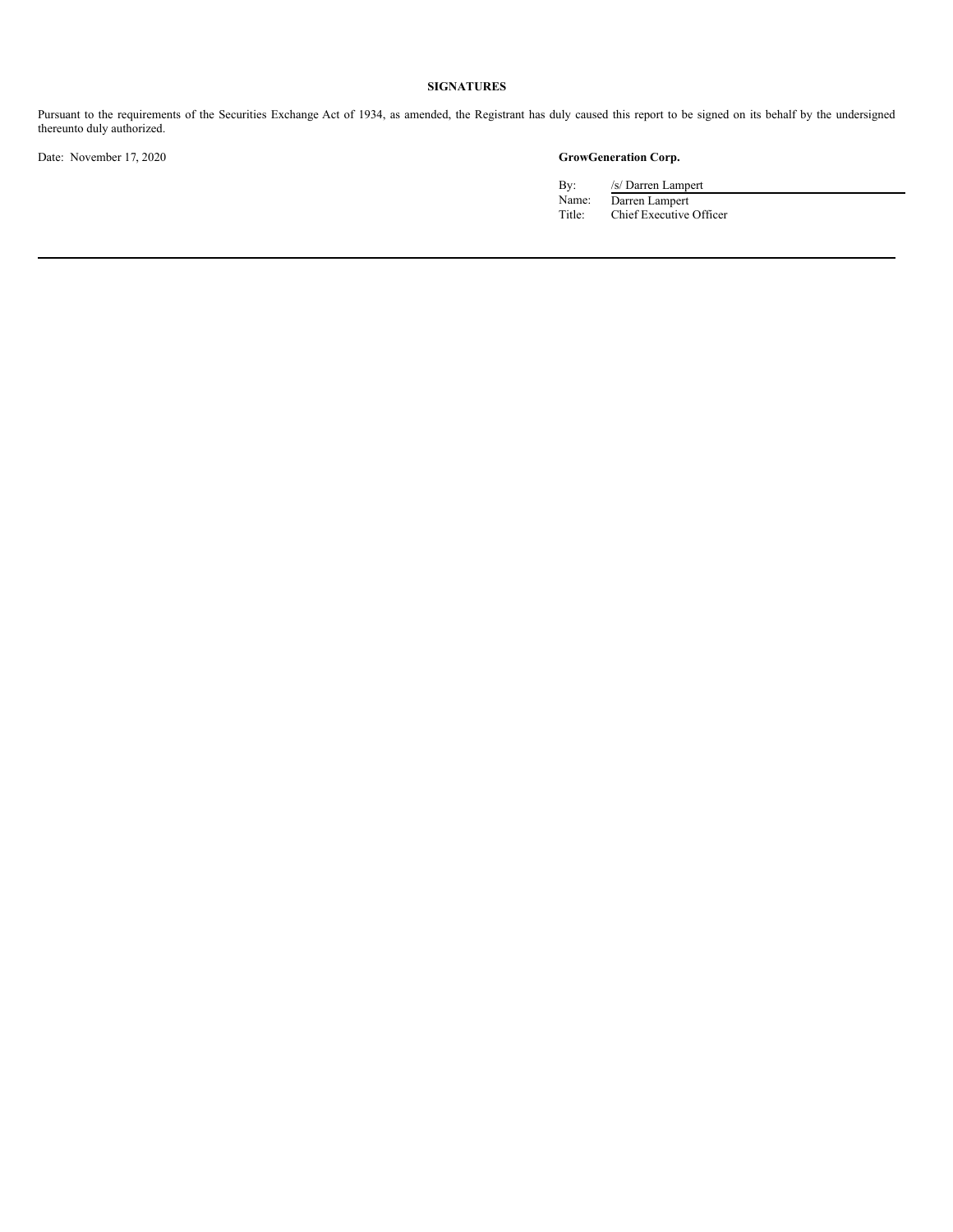## SIGNATURES

Pursuant to the requirements of the Securities Exchange Act of 1934, as amended, the Registrant has duly caused this report to be signed on its behalf by the undersigned thereunto duly authorized.

Date: November 17, 2020

**GrowGeneration Corp.**

| | |
|---|---|
| By: | /s/ Darren Lampert |
| Name: | Darren Lampert |
| Title: | Chief Executive Officer |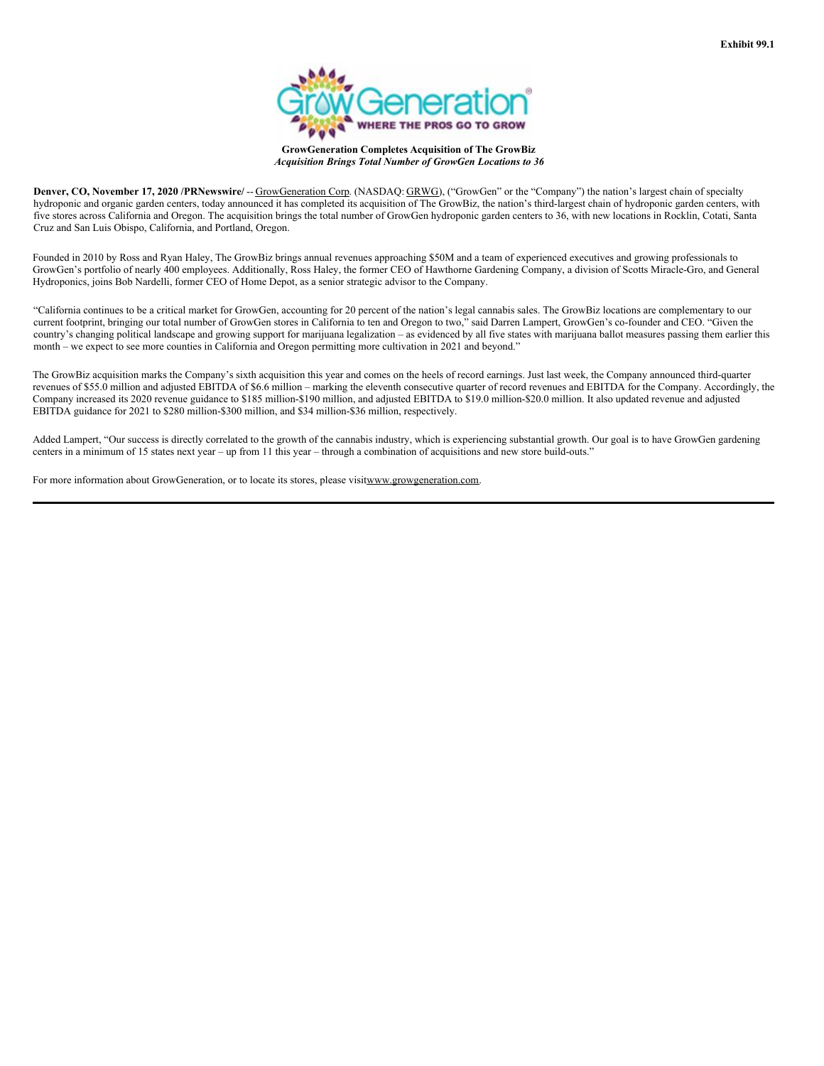Exhibit 99.1

**GrowGeneration Completes Acquisition of The GrowBiz**
***Acquisition Brings Total Number of GrowGen Locations to 36***

**Denver, CO, November 17, 2020 /PRNewswire/** -- GrowGeneration Corp. (NASDAQ: GRWG), ("GrowGen" or the "Company") the nation's largest chain of specialty hydroponic and organic garden centers, today announced it has completed its acquisition of The GrowBiz, the nation's third-largest chain of hydroponic garden centers, with five stores across California and Oregon. The acquisition brings the total number of GrowGen hydroponic garden centers to 36, with new locations in Rocklin, Cotati, Santa Cruz and San Luis Obispo, California, and Portland, Oregon.

Founded in 2010 by Ross and Ryan Haley, The GrowBiz brings annual revenues approaching $50M and a team of experienced executives and growing professionals to GrowGen's portfolio of nearly 400 employees. Additionally, Ross Haley, the former CEO of Hawthorne Gardening Company, a division of Scotts Miracle-Gro, and General Hydroponics, joins Bob Nardelli, former CEO of Home Depot, as a senior strategic advisor to the Company.

"California continues to be a critical market for GrowGen, accounting for 20 percent of the nation's legal cannabis sales. The GrowBiz locations are complementary to our current footprint, bringing our total number of GrowGen stores in California to ten and Oregon to two," said Darren Lampert, GrowGen's co-founder and CEO. "Given the country's changing political landscape and growing support for marijuana legalization – as evidenced by all five states with marijuana ballot measures passing them earlier this month – we expect to see more counties in California and Oregon permitting more cultivation in 2021 and beyond."

The GrowBiz acquisition marks the Company's sixth acquisition this year and comes on the heels of record earnings. Just last week, the Company announced third-quarter revenues of $55.0 million and adjusted EBITDA of $6.6 million – marking the eleventh consecutive quarter of record revenues and EBITDA for the Company. Accordingly, the Company increased its 2020 revenue guidance to $185 million-$190 million, and adjusted EBITDA to $19.0 million-$20.0 million. It also updated revenue and adjusted EBITDA guidance for 2021 to $280 million-$300 million, and $34 million-$36 million, respectively.

Added Lampert, "Our success is directly correlated to the growth of the cannabis industry, which is experiencing substantial growth. Our goal is to have GrowGen gardening centers in a minimum of 15 states next year – up from 11 this year – through a combination of acquisitions and new store build-outs."

For more information about GrowGeneration, or to locate its stores, please visit www.growgeneration.com.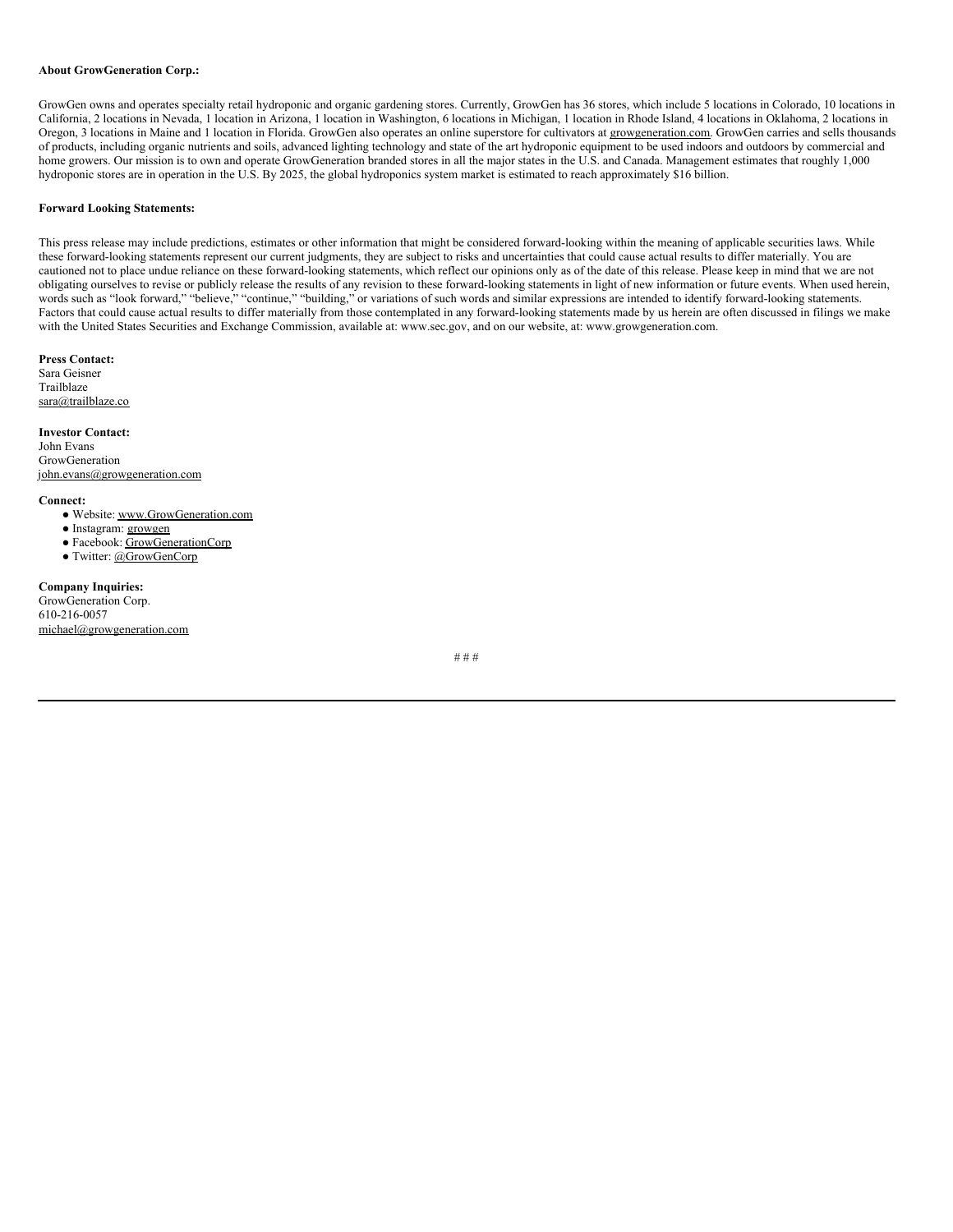**About GrowGeneration Corp.:**

GrowGen owns and operates specialty retail hydroponic and organic gardening stores. Currently, GrowGen has 36 stores, which include 5 locations in Colorado, 10 locations in California, 2 locations in Nevada, 1 location in Arizona, 1 location in Washington, 6 locations in Michigan, 1 location in Rhode Island, 4 locations in Oklahoma, 2 locations in Oregon, 3 locations in Maine and 1 location in Florida. GrowGen also operates an online superstore for cultivators at growgeneration.com. GrowGen carries and sells thousands of products, including organic nutrients and soils, advanced lighting technology and state of the art hydroponic equipment to be used indoors and outdoors by commercial and home growers. Our mission is to own and operate GrowGeneration branded stores in all the major states in the U.S. and Canada. Management estimates that roughly 1,000 hydroponic stores are in operation in the U.S. By 2025, the global hydroponics system market is estimated to reach approximately $16 billion.

**Forward Looking Statements:**

This press release may include predictions, estimates or other information that might be considered forward-looking within the meaning of applicable securities laws. While these forward-looking statements represent our current judgments, they are subject to risks and uncertainties that could cause actual results to differ materially. You are cautioned not to place undue reliance on these forward-looking statements, which reflect our opinions only as of the date of this release. Please keep in mind that we are not obligating ourselves to revise or publicly release the results of any revision to these forward-looking statements in light of new information or future events. When used herein, words such as "look forward," "believe," "continue," "building," or variations of such words and similar expressions are intended to identify forward-looking statements. Factors that could cause actual results to differ materially from those contemplated in any forward-looking statements made by us herein are often discussed in filings we make with the United States Securities and Exchange Commission, available at: www.sec.gov, and on our website, at: www.growgeneration.com.

**Press Contact:**
Sara Geisner
Trailblaze
sara@trailblaze.co

**Investor Contact:**
John Evans
GrowGeneration
john.evans@growgeneration.com

**Connect:**

- Website: www.GrowGeneration.com
- Instagram: growgen
- Facebook: GrowGenerationCorp
- Twitter: @GrowGenCorp

**Company Inquiries:**
GrowGeneration Corp.
610-216-0057
michael@growgeneration.com

# # #